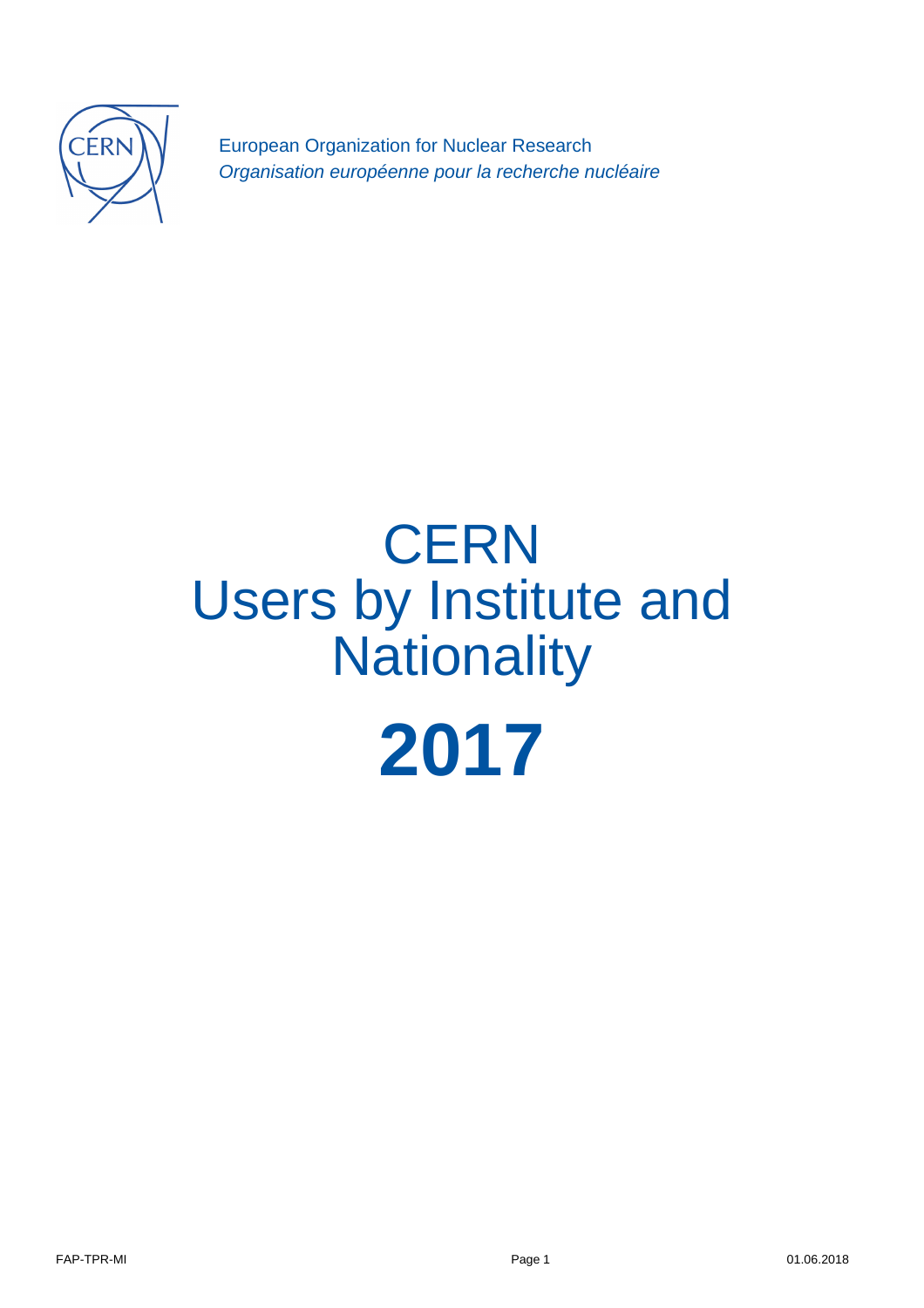European Organization for Nuclear Research
*Organisation européenne pour la recherche nucléaire*

# CERN
# Users by Institute and Nationality

# **2017**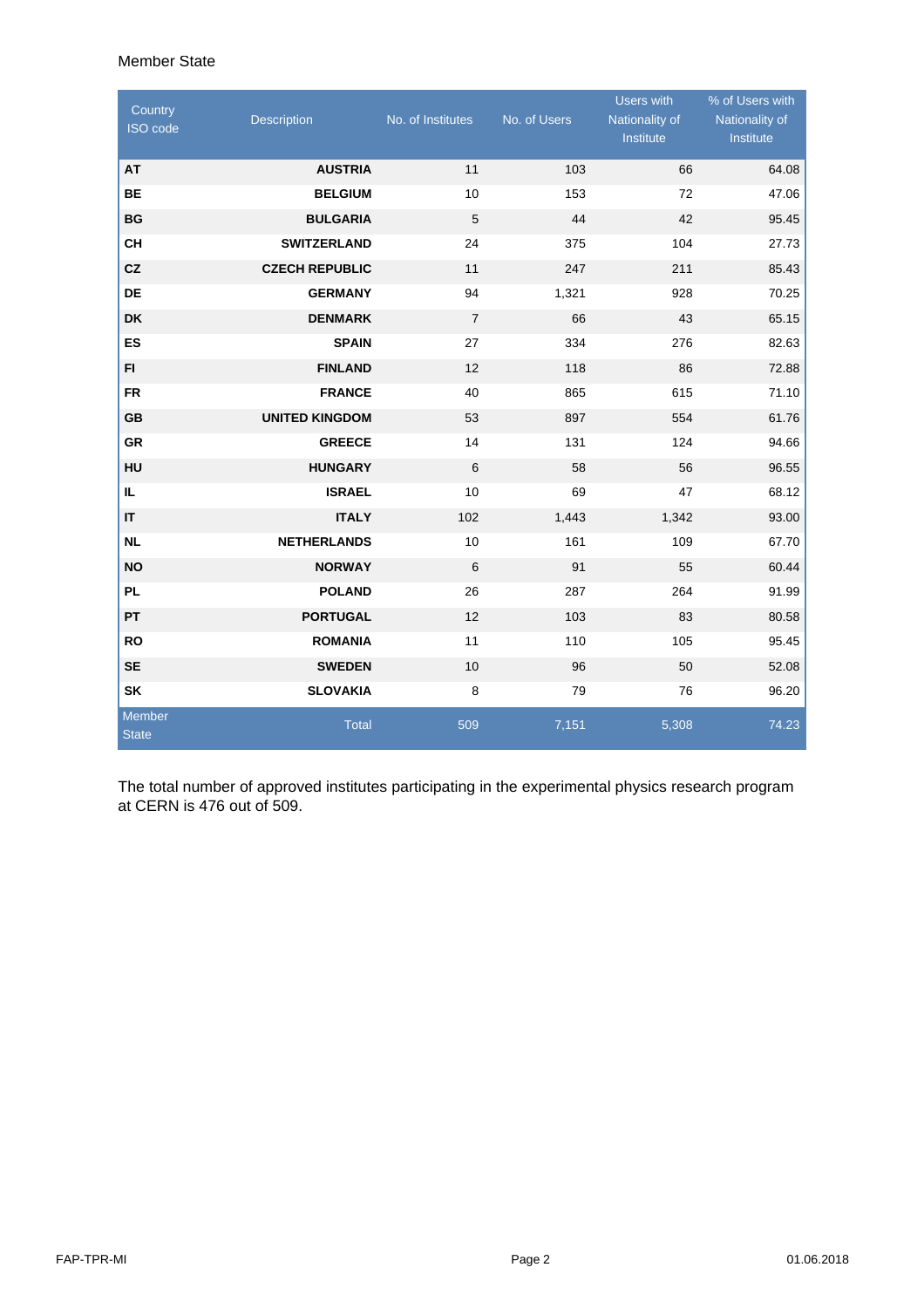Member State

| Country ISO code | Description | No. of Institutes | No. of Users | Users with Nationality of Institute | % of Users with Nationality of Institute |
|---|---|---|---|---|---|
| **AT** | **AUSTRIA** | 11 | 103 | 66 | 64.08 |
| **BE** | **BELGIUM** | 10 | 153 | 72 | 47.06 |
| **BG** | **BULGARIA** | 5 | 44 | 42 | 95.45 |
| **CH** | **SWITZERLAND** | 24 | 375 | 104 | 27.73 |
| **CZ** | **CZECH REPUBLIC** | 11 | 247 | 211 | 85.43 |
| **DE** | **GERMANY** | 94 | 1,321 | 928 | 70.25 |
| **DK** | **DENMARK** | 7 | 66 | 43 | 65.15 |
| **ES** | **SPAIN** | 27 | 334 | 276 | 82.63 |
| **FI** | **FINLAND** | 12 | 118 | 86 | 72.88 |
| **FR** | **FRANCE** | 40 | 865 | 615 | 71.10 |
| **GB** | **UNITED KINGDOM** | 53 | 897 | 554 | 61.76 |
| **GR** | **GREECE** | 14 | 131 | 124 | 94.66 |
| **HU** | **HUNGARY** | 6 | 58 | 56 | 96.55 |
| **IL** | **ISRAEL** | 10 | 69 | 47 | 68.12 |
| **IT** | **ITALY** | 102 | 1,443 | 1,342 | 93.00 |
| **NL** | **NETHERLANDS** | 10 | 161 | 109 | 67.70 |
| **NO** | **NORWAY** | 6 | 91 | 55 | 60.44 |
| **PL** | **POLAND** | 26 | 287 | 264 | 91.99 |
| **PT** | **PORTUGAL** | 12 | 103 | 83 | 80.58 |
| **RO** | **ROMANIA** | 11 | 110 | 105 | 95.45 |
| **SE** | **SWEDEN** | 10 | 96 | 50 | 52.08 |
| **SK** | **SLOVAKIA** | 8 | 79 | 76 | 96.20 |
| Member State | Total | 509 | 7,151 | 5,308 | 74.23 |

The total number of approved institutes participating in the experimental physics research program at CERN is 476 out of 509.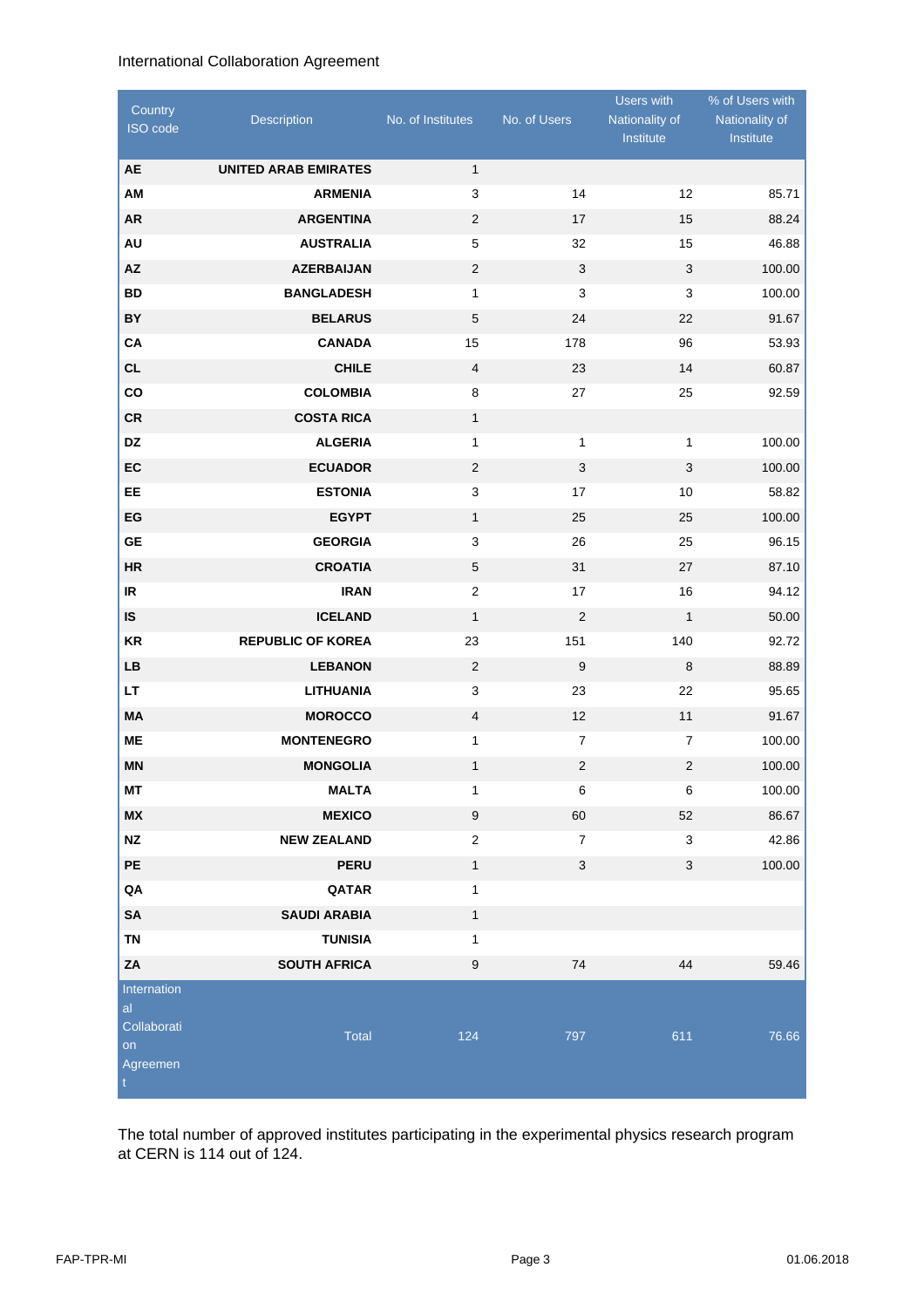International Collaboration Agreement

| Country ISO code | Description | No. of Institutes | No. of Users | Users with Nationality of Institute | % of Users with Nationality of Institute |
|---|---|---|---|---|---|
| **AE** | **UNITED ARAB EMIRATES** | 1 | | | |
| **AM** | **ARMENIA** | 3 | 14 | 12 | 85.71 |
| **AR** | **ARGENTINA** | 2 | 17 | 15 | 88.24 |
| **AU** | **AUSTRALIA** | 5 | 32 | 15 | 46.88 |
| **AZ** | **AZERBAIJAN** | 2 | 3 | 3 | 100.00 |
| **BD** | **BANGLADESH** | 1 | 3 | 3 | 100.00 |
| **BY** | **BELARUS** | 5 | 24 | 22 | 91.67 |
| **CA** | **CANADA** | 15 | 178 | 96 | 53.93 |
| **CL** | **CHILE** | 4 | 23 | 14 | 60.87 |
| **CO** | **COLOMBIA** | 8 | 27 | 25 | 92.59 |
| **CR** | **COSTA RICA** | 1 | | | |
| **DZ** | **ALGERIA** | 1 | 1 | 1 | 100.00 |
| **EC** | **ECUADOR** | 2 | 3 | 3 | 100.00 |
| **EE** | **ESTONIA** | 3 | 17 | 10 | 58.82 |
| **EG** | **EGYPT** | 1 | 25 | 25 | 100.00 |
| **GE** | **GEORGIA** | 3 | 26 | 25 | 96.15 |
| **HR** | **CROATIA** | 5 | 31 | 27 | 87.10 |
| **IR** | **IRAN** | 2 | 17 | 16 | 94.12 |
| **IS** | **ICELAND** | 1 | 2 | 1 | 50.00 |
| **KR** | **REPUBLIC OF KOREA** | 23 | 151 | 140 | 92.72 |
| **LB** | **LEBANON** | 2 | 9 | 8 | 88.89 |
| **LT** | **LITHUANIA** | 3 | 23 | 22 | 95.65 |
| **MA** | **MOROCCO** | 4 | 12 | 11 | 91.67 |
| **ME** | **MONTENEGRO** | 1 | 7 | 7 | 100.00 |
| **MN** | **MONGOLIA** | 1 | 2 | 2 | 100.00 |
| **MT** | **MALTA** | 1 | 6 | 6 | 100.00 |
| **MX** | **MEXICO** | 9 | 60 | 52 | 86.67 |
| **NZ** | **NEW ZEALAND** | 2 | 7 | 3 | 42.86 |
| **PE** | **PERU** | 1 | 3 | 3 | 100.00 |
| **QA** | **QATAR** | 1 | | | |
| **SA** | **SAUDI ARABIA** | 1 | | | |
| **TN** | **TUNISIA** | 1 | | | |
| **ZA** | **SOUTH AFRICA** | 9 | 74 | 44 | 59.46 |
| International Collaboration Agreement | Total | 124 | 797 | 611 | 76.66 |

The total number of approved institutes participating in the experimental physics research program at CERN is 114 out of 124.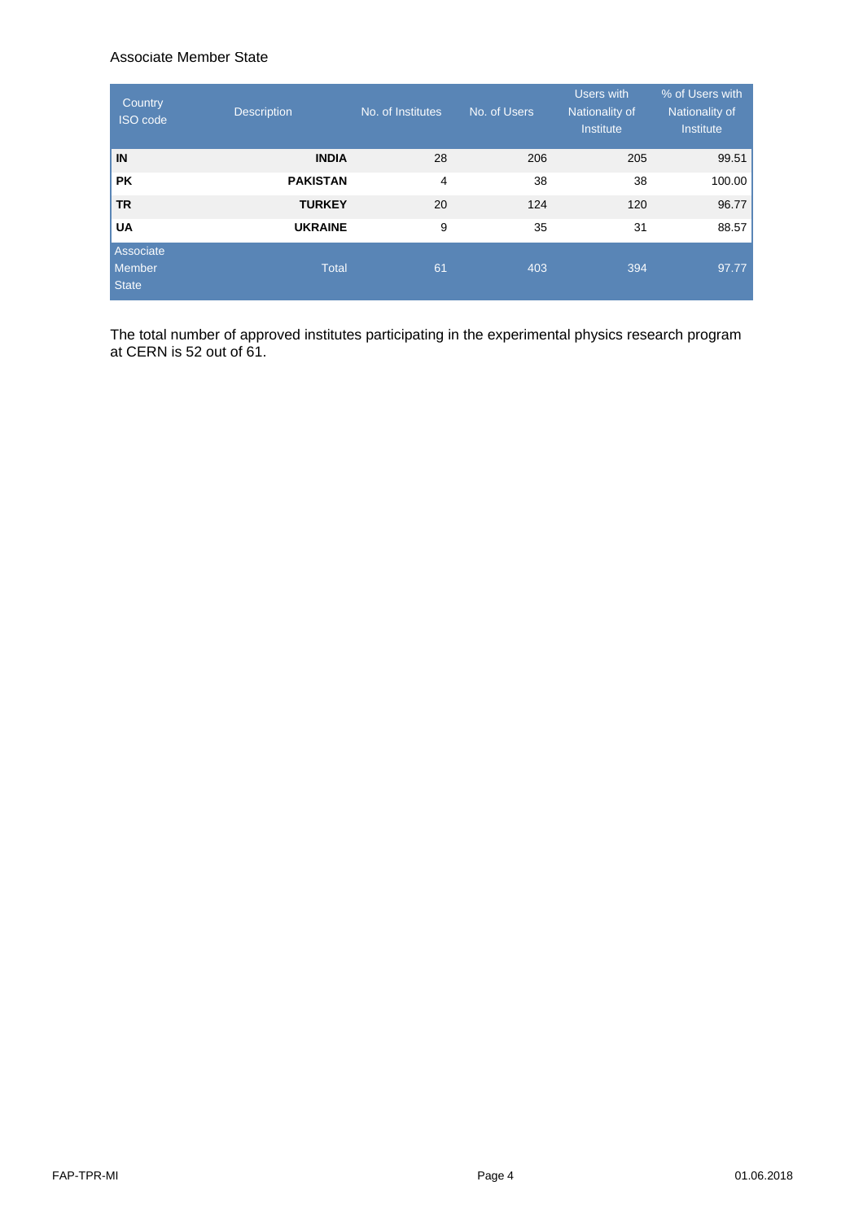Associate Member State

| Country ISO code | Description | No. of Institutes | No. of Users | Users with Nationality of Institute | % of Users with Nationality of Institute |
|---|---|---|---|---|---|
| **IN** | **INDIA** | 28 | 206 | 205 | 99.51 |
| **PK** | **PAKISTAN** | 4 | 38 | 38 | 100.00 |
| **TR** | **TURKEY** | 20 | 124 | 120 | 96.77 |
| **UA** | **UKRAINE** | 9 | 35 | 31 | 88.57 |
| Associate Member State | Total | 61 | 403 | 394 | 97.77 |

The total number of approved institutes participating in the experimental physics research program at CERN is 52 out of 61.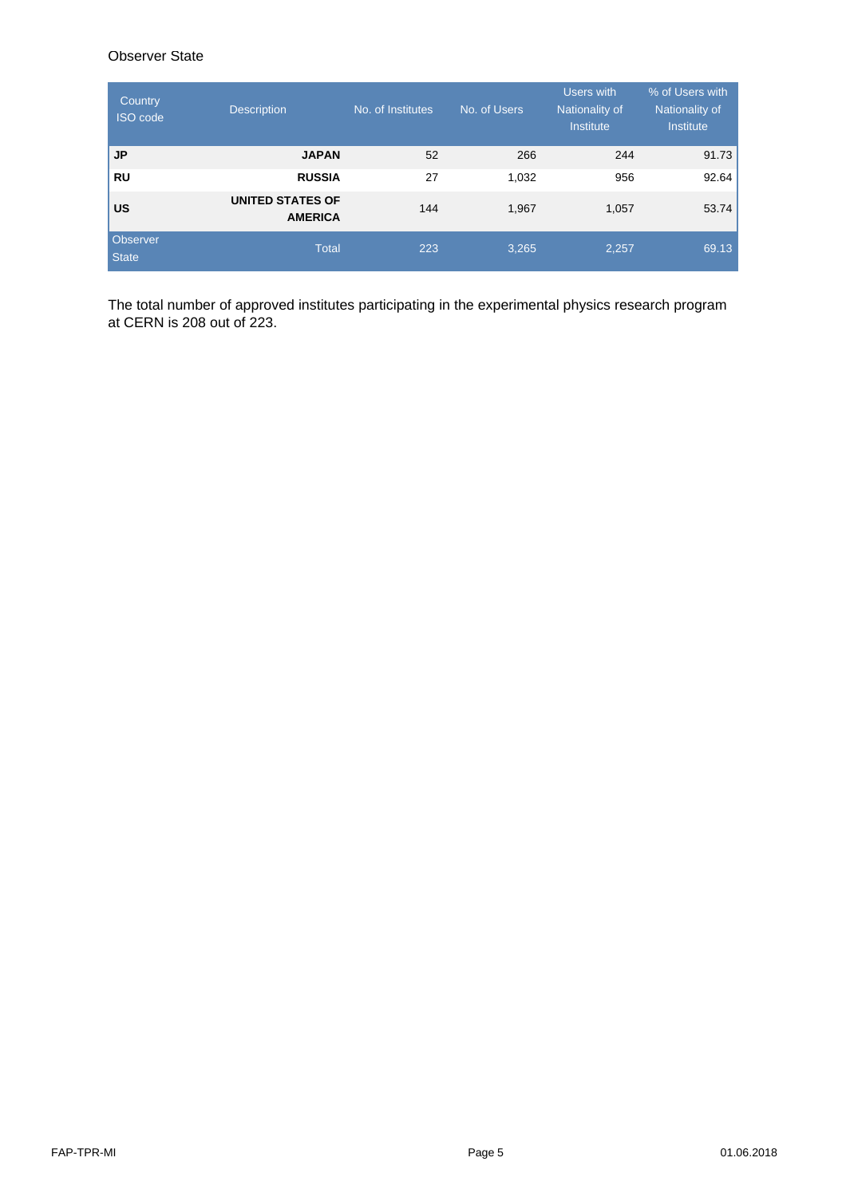Observer State

| Country ISO code | Description | No. of Institutes | No. of Users | Users with Nationality of Institute | % of Users with Nationality of Institute |
|---|---|---|---|---|---|
| **JP** | **JAPAN** | 52 | 266 | 244 | 91.73 |
| **RU** | **RUSSIA** | 27 | 1,032 | 956 | 92.64 |
| **US** | **UNITED STATES OF AMERICA** | 144 | 1,967 | 1,057 | 53.74 |
| Observer State | Total | 223 | 3,265 | 2,257 | 69.13 |

The total number of approved institutes participating in the experimental physics research program at CERN is 208 out of 223.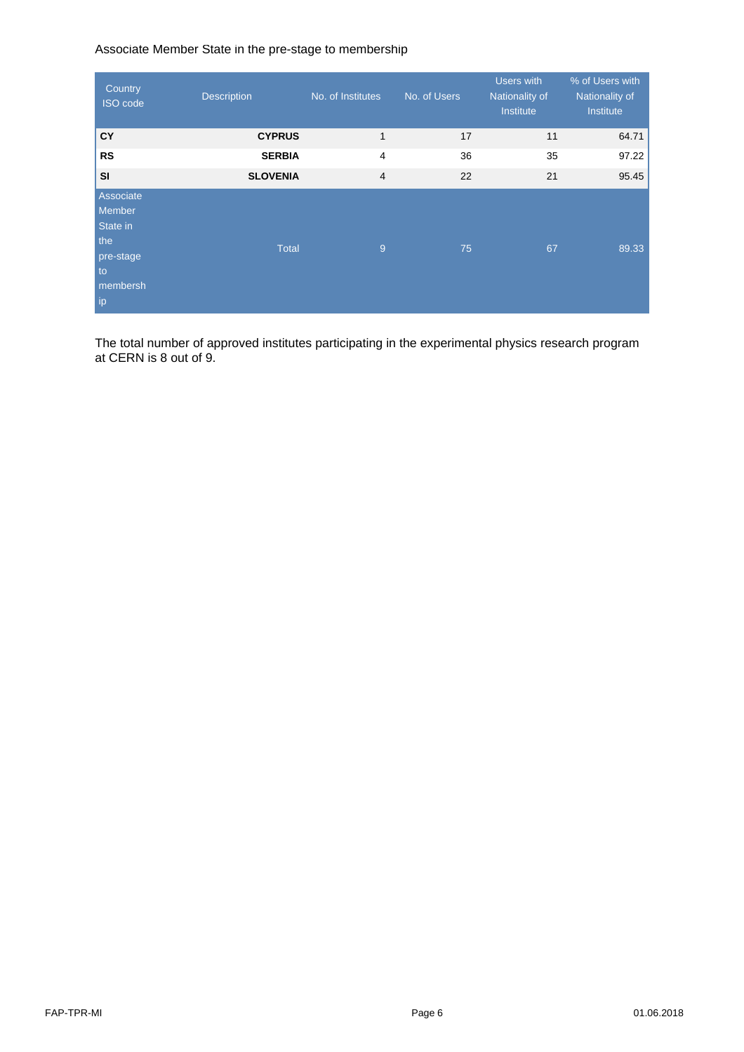Associate Member State in the pre-stage to membership

| Country ISO code | Description | No. of Institutes | No. of Users | Users with Nationality of Institute | % of Users with Nationality of Institute |
|---|---|---|---|---|---|
| **CY** | **CYPRUS** | 1 | 17 | 11 | 64.71 |
| **RS** | **SERBIA** | 4 | 36 | 35 | 97.22 |
| **SI** | **SLOVENIA** | 4 | 22 | 21 | 95.45 |
| Associate Member State in the pre-stage to membership | Total | 9 | 75 | 67 | 89.33 |

The total number of approved institutes participating in the experimental physics research program at CERN is 8 out of 9.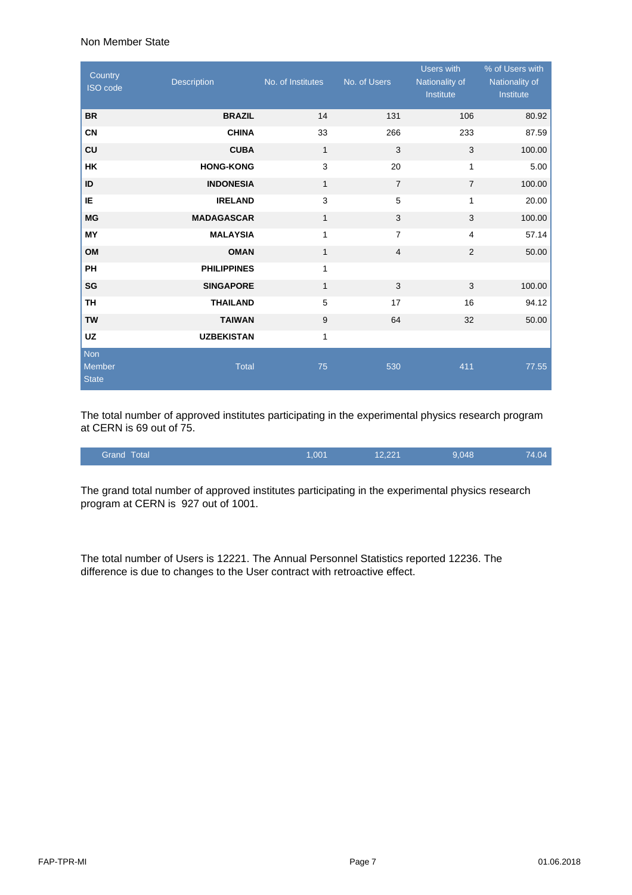Non Member State

| Country ISO code | Description | No. of Institutes | No. of Users | Users with Nationality of Institute | % of Users with Nationality of Institute |
|---|---|---|---|---|---|
| **BR** | **BRAZIL** | 14 | 131 | 106 | 80.92 |
| **CN** | **CHINA** | 33 | 266 | 233 | 87.59 |
| **CU** | **CUBA** | 1 | 3 | 3 | 100.00 |
| **HK** | **HONG-KONG** | 3 | 20 | 1 | 5.00 |
| **ID** | **INDONESIA** | 1 | 7 | 7 | 100.00 |
| **IE** | **IRELAND** | 3 | 5 | 1 | 20.00 |
| **MG** | **MADAGASCAR** | 1 | 3 | 3 | 100.00 |
| **MY** | **MALAYSIA** | 1 | 7 | 4 | 57.14 |
| **OM** | **OMAN** | 1 | 4 | 2 | 50.00 |
| **PH** | **PHILIPPINES** | 1 | | | |
| **SG** | **SINGAPORE** | 1 | 3 | 3 | 100.00 |
| **TH** | **THAILAND** | 5 | 17 | 16 | 94.12 |
| **TW** | **TAIWAN** | 9 | 64 | 32 | 50.00 |
| **UZ** | **UZBEKISTAN** | 1 | | | |
| Non Member State | Total | 75 | 530 | 411 | 77.55 |

The total number of approved institutes participating in the experimental physics research program at CERN is 69 out of 75.

| | | | | |
|---|---|---|---|---|
| Grand Total | 1,001 | 12,221 | 9,048 | 74.04 |

The grand total number of approved institutes participating in the experimental physics research program at CERN is 927 out of 1001.

The total number of Users is 12221. The Annual Personnel Statistics reported 12236. The difference is due to changes to the User contract with retroactive effect.